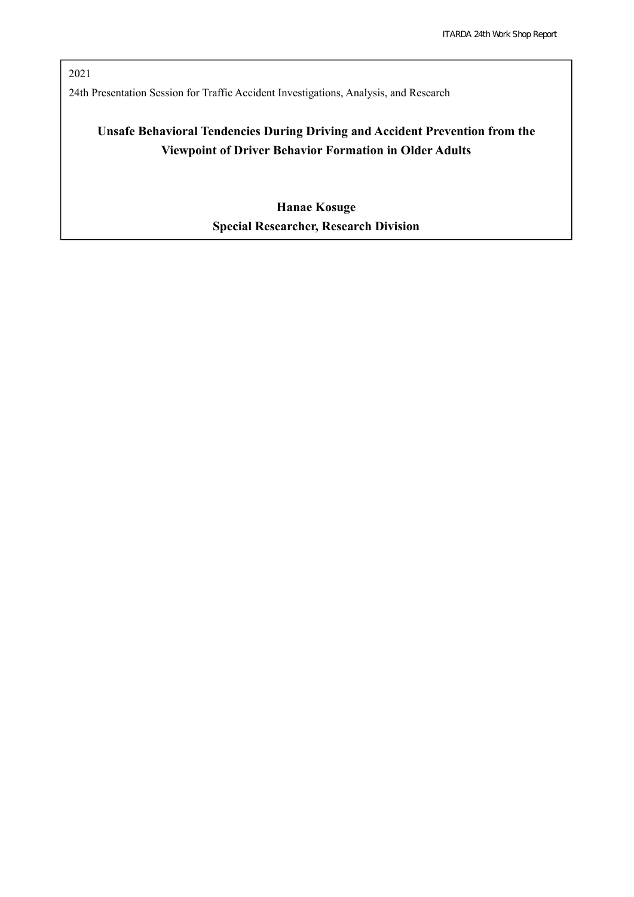2021

24th Presentation Session for Traffic Accident Investigations, Analysis, and Research

# Unsafe Behavioral Tendencies During Driving and Accident Prevention from the Viewpoint of Driver Behavior Formation in Older Adults

**Hanae Kosuge**

**Special Researcher, Research Division**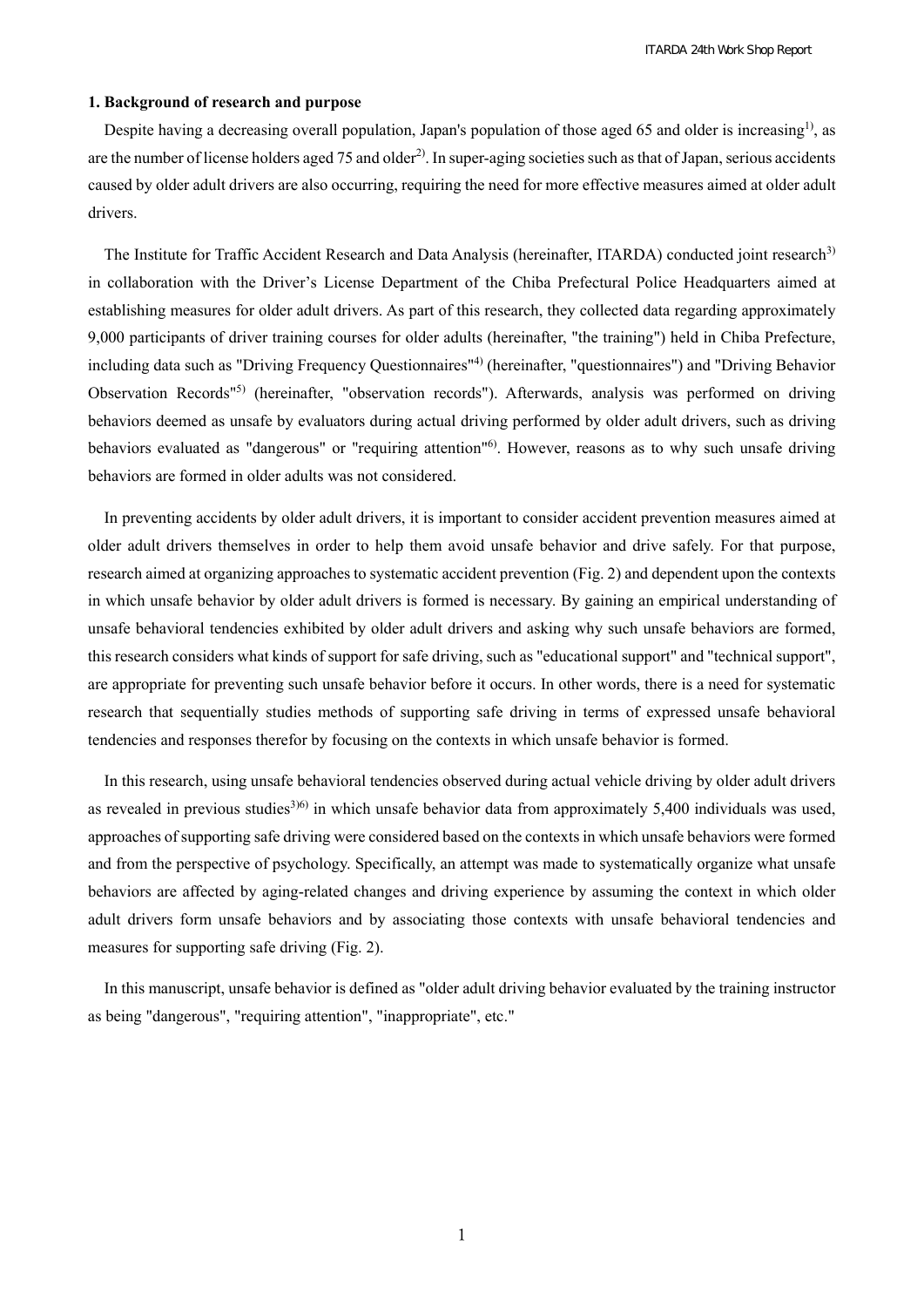## 1. Background of research and purpose

Despite having a decreasing overall population, Japan's population of those aged 65 and older is increasing[1], as are the number of license holders aged 75 and older[2]. In super-aging societies such as that of Japan, serious accidents caused by older adult drivers are also occurring, requiring the need for more effective measures aimed at older adult drivers.

The Institute for Traffic Accident Research and Data Analysis (hereinafter, ITARDA) conducted joint research[3] in collaboration with the Driver's License Department of the Chiba Prefectural Police Headquarters aimed at establishing measures for older adult drivers. As part of this research, they collected data regarding approximately 9,000 participants of driver training courses for older adults (hereinafter, "the training") held in Chiba Prefecture, including data such as "Driving Frequency Questionnaires"[4] (hereinafter, "questionnaires") and "Driving Behavior Observation Records"[5] (hereinafter, "observation records"). Afterwards, analysis was performed on driving behaviors deemed as unsafe by evaluators during actual driving performed by older adult drivers, such as driving behaviors evaluated as "dangerous" or "requiring attention"[6]. However, reasons as to why such unsafe driving behaviors are formed in older adults was not considered.

In preventing accidents by older adult drivers, it is important to consider accident prevention measures aimed at older adult drivers themselves in order to help them avoid unsafe behavior and drive safely. For that purpose, research aimed at organizing approaches to systematic accident prevention (Fig. 2) and dependent upon the contexts in which unsafe behavior by older adult drivers is formed is necessary. By gaining an empirical understanding of unsafe behavioral tendencies exhibited by older adult drivers and asking why such unsafe behaviors are formed, this research considers what kinds of support for safe driving, such as "educational support" and "technical support", are appropriate for preventing such unsafe behavior before it occurs. In other words, there is a need for systematic research that sequentially studies methods of supporting safe driving in terms of expressed unsafe behavioral tendencies and responses therefor by focusing on the contexts in which unsafe behavior is formed.

In this research, using unsafe behavioral tendencies observed during actual vehicle driving by older adult drivers as revealed in previous studies[3][6] in which unsafe behavior data from approximately 5,400 individuals was used, approaches of supporting safe driving were considered based on the contexts in which unsafe behaviors were formed and from the perspective of psychology. Specifically, an attempt was made to systematically organize what unsafe behaviors are affected by aging-related changes and driving experience by assuming the context in which older adult drivers form unsafe behaviors and by associating those contexts with unsafe behavioral tendencies and measures for supporting safe driving (Fig. 2).

In this manuscript, unsafe behavior is defined as "older adult driving behavior evaluated by the training instructor as being "dangerous", "requiring attention", "inappropriate", etc."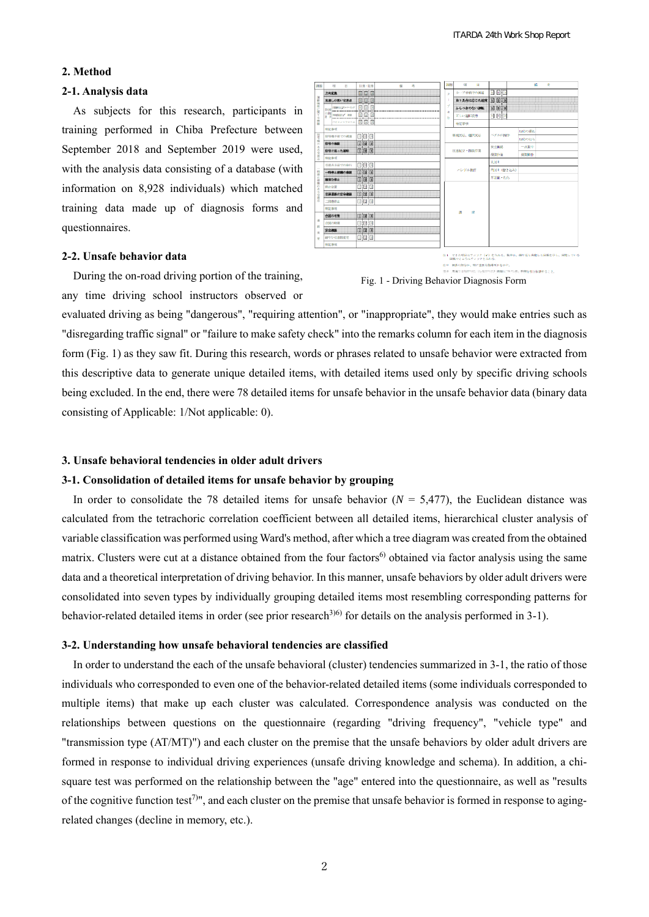## 2. Method

### 2-1. Analysis data

As subjects for this research, participants in training performed in Chiba Prefecture between September 2018 and September 2019 were used, with the analysis data consisting of a database (with information on 8,928 individuals) which matched training data made up of diagnosis forms and questionnaires.

### 2-2. Unsafe behavior data

During the on-road driving portion of the training, any time driving school instructors observed or evaluated driving as being "dangerous", "requiring attention", or "inappropriate", they would make entries such as "disregarding traffic signal" or "failure to make safety check" into the remarks column for each item in the diagnosis form (Fig. 1) as they saw fit. During this research, words or phrases related to unsafe behavior were extracted from this descriptive data to generate unique detailed items, with detailed items used only by specific driving schools being excluded. In the end, there were 78 detailed items for unsafe behavior in the unsafe behavior data (binary data consisting of Applicable: 1/Not applicable: 0).

Fig. 1 - Driving Behavior Diagnosis Form

## 3. Unsafe behavioral tendencies in older adult drivers

### 3-1. Consolidation of detailed items for unsafe behavior by grouping

In order to consolidate the 78 detailed items for unsafe behavior ($N$ = 5,477), the Euclidean distance was calculated from the tetrachoric correlation coefficient between all detailed items, hierarchical cluster analysis of variable classification was performed using Ward's method, after which a tree diagram was created from the obtained matrix. Clusters were cut at a distance obtained from the four factors[6] obtained via factor analysis using the same data and a theoretical interpretation of driving behavior. In this manner, unsafe behaviors by older adult drivers were consolidated into seven types by individually grouping detailed items most resembling corresponding patterns for behavior-related detailed items in order (see prior research[3)6)] for details on the analysis performed in 3-1).

### 3-2. Understanding how unsafe behavioral tendencies are classified

In order to understand the each of the unsafe behavioral (cluster) tendencies summarized in 3-1, the ratio of those individuals who corresponded to even one of the behavior-related detailed items (some individuals corresponded to multiple items) that make up each cluster was calculated. Correspondence analysis was conducted on the relationships between questions on the questionnaire (regarding "driving frequency", "vehicle type" and "transmission type (AT/MT)") and each cluster on the premise that the unsafe behaviors by older adult drivers are formed in response to individual driving experiences (unsafe driving knowledge and schema). In addition, a chi-square test was performed on the relationship between the "age" entered into the questionnaire, as well as "results of the cognitive function test[7)]", and each cluster on the premise that unsafe behavior is formed in response to aging-related changes (decline in memory, etc.).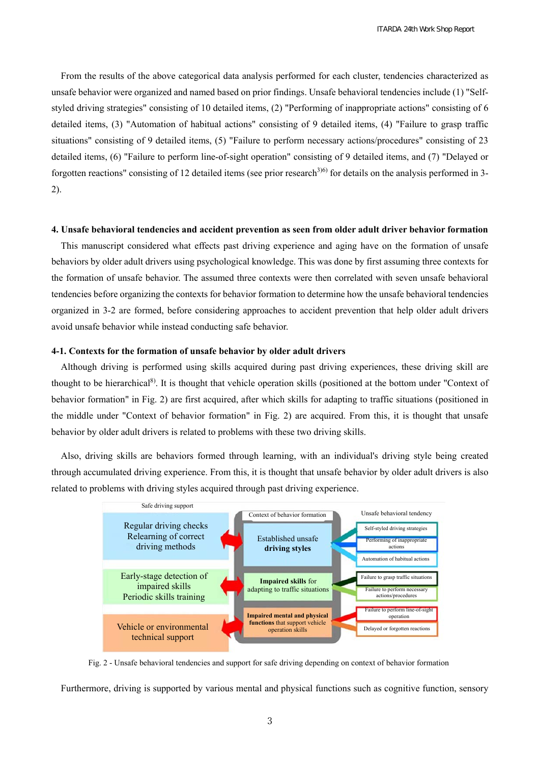From the results of the above categorical data analysis performed for each cluster, tendencies characterized as unsafe behavior were organized and named based on prior findings. Unsafe behavioral tendencies include (1) "Self-styled driving strategies" consisting of 10 detailed items, (2) "Performing of inappropriate actions" consisting of 6 detailed items, (3) "Automation of habitual actions" consisting of 9 detailed items, (4) "Failure to grasp traffic situations" consisting of 9 detailed items, (5) "Failure to perform necessary actions/procedures" consisting of 23 detailed items, (6) "Failure to perform line-of-sight operation" consisting of 9 detailed items, and (7) "Delayed or forgotten reactions" consisting of 12 detailed items (see prior research[3)6)] for details on the analysis performed in 3-2).

## 4. Unsafe behavioral tendencies and accident prevention as seen from older adult driver behavior formation

This manuscript considered what effects past driving experience and aging have on the formation of unsafe behaviors by older adult drivers using psychological knowledge. This was done by first assuming three contexts for the formation of unsafe behavior. The assumed three contexts were then correlated with seven unsafe behavioral tendencies before organizing the contexts for behavior formation to determine how the unsafe behavioral tendencies organized in 3-2 are formed, before considering approaches to accident prevention that help older adult drivers avoid unsafe behavior while instead conducting safe behavior.

### 4-1. Contexts for the formation of unsafe behavior by older adult drivers

Although driving is performed using skills acquired during past driving experiences, these driving skill are thought to be hierarchical[8)]. It is thought that vehicle operation skills (positioned at the bottom under "Context of behavior formation" in Fig. 2) are first acquired, after which skills for adapting to traffic situations (positioned in the middle under "Context of behavior formation" in Fig. 2) are acquired. From this, it is thought that unsafe behavior by older adult drivers is related to problems with these two driving skills.

Also, driving skills are behaviors formed through learning, with an individual's driving style being created through accumulated driving experience. From this, it is thought that unsafe behavior by older adult drivers is also related to problems with driving styles acquired through past driving experience.

| Safe driving support | Context of behavior formation | Unsafe behavioral tendency |
|---|---|---|
| Regular driving checks<br>Relearning of correct driving methods | Established unsafe **driving styles** | Self-styled driving strategies<br>Performing of inappropriate actions<br>Automation of habitual actions |
| Early-stage detection of impaired skills<br>Periodic skills training | **Impaired skills** for adapting to traffic situations | Failure to grasp traffic situations<br>Failure to perform necessary actions/procedures |
| Vehicle or environmental technical support | **Impaired mental and physical functions** that support vehicle operation skills | Failure to perform line-of-sight operation<br>Delayed or forgotten reactions |

Fig. 2 - Unsafe behavioral tendencies and support for safe driving depending on context of behavior formation

Furthermore, driving is supported by various mental and physical functions such as cognitive function, sensory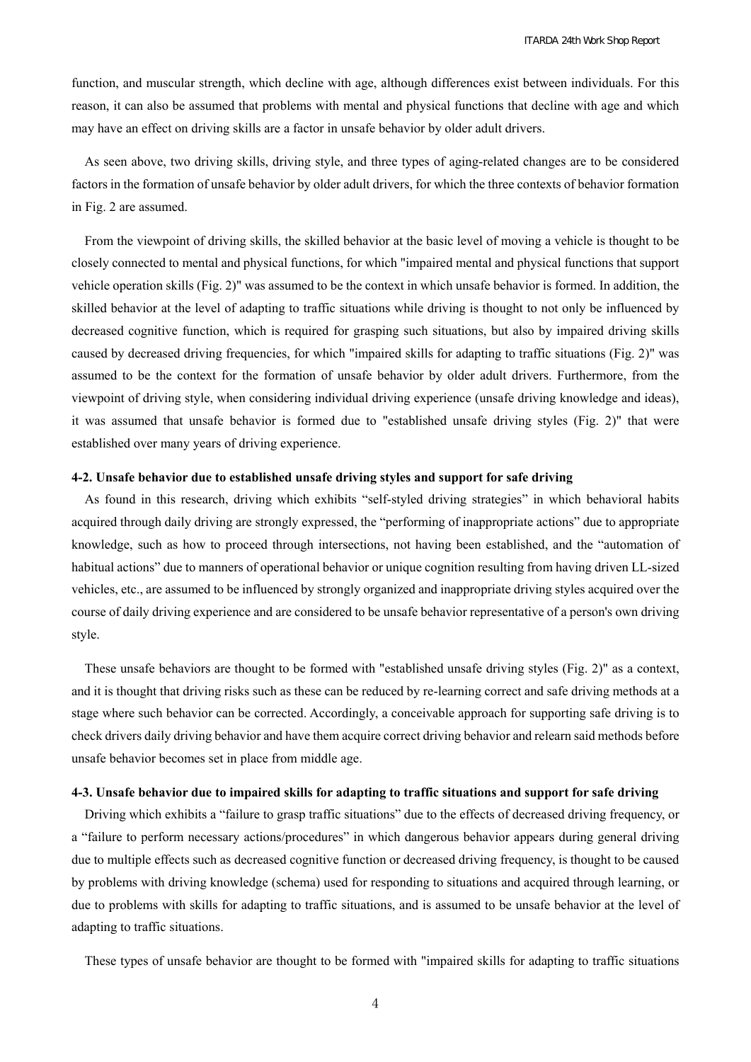function, and muscular strength, which decline with age, although differences exist between individuals. For this reason, it can also be assumed that problems with mental and physical functions that decline with age and which may have an effect on driving skills are a factor in unsafe behavior by older adult drivers.

As seen above, two driving skills, driving style, and three types of aging-related changes are to be considered factors in the formation of unsafe behavior by older adult drivers, for which the three contexts of behavior formation in Fig. 2 are assumed.

From the viewpoint of driving skills, the skilled behavior at the basic level of moving a vehicle is thought to be closely connected to mental and physical functions, for which "impaired mental and physical functions that support vehicle operation skills (Fig. 2)" was assumed to be the context in which unsafe behavior is formed. In addition, the skilled behavior at the level of adapting to traffic situations while driving is thought to not only be influenced by decreased cognitive function, which is required for grasping such situations, but also by impaired driving skills caused by decreased driving frequencies, for which "impaired skills for adapting to traffic situations (Fig. 2)" was assumed to be the context for the formation of unsafe behavior by older adult drivers. Furthermore, from the viewpoint of driving style, when considering individual driving experience (unsafe driving knowledge and ideas), it was assumed that unsafe behavior is formed due to "established unsafe driving styles (Fig. 2)" that were established over many years of driving experience.

### 4-2. Unsafe behavior due to established unsafe driving styles and support for safe driving

As found in this research, driving which exhibits "self-styled driving strategies" in which behavioral habits acquired through daily driving are strongly expressed, the "performing of inappropriate actions" due to appropriate knowledge, such as how to proceed through intersections, not having been established, and the "automation of habitual actions" due to manners of operational behavior or unique cognition resulting from having driven LL-sized vehicles, etc., are assumed to be influenced by strongly organized and inappropriate driving styles acquired over the course of daily driving experience and are considered to be unsafe behavior representative of a person's own driving style.

These unsafe behaviors are thought to be formed with "established unsafe driving styles (Fig. 2)" as a context, and it is thought that driving risks such as these can be reduced by re-learning correct and safe driving methods at a stage where such behavior can be corrected. Accordingly, a conceivable approach for supporting safe driving is to check drivers daily driving behavior and have them acquire correct driving behavior and relearn said methods before unsafe behavior becomes set in place from middle age.

### 4-3. Unsafe behavior due to impaired skills for adapting to traffic situations and support for safe driving

Driving which exhibits a "failure to grasp traffic situations" due to the effects of decreased driving frequency, or a "failure to perform necessary actions/procedures" in which dangerous behavior appears during general driving due to multiple effects such as decreased cognitive function or decreased driving frequency, is thought to be caused by problems with driving knowledge (schema) used for responding to situations and acquired through learning, or due to problems with skills for adapting to traffic situations, and is assumed to be unsafe behavior at the level of adapting to traffic situations.

These types of unsafe behavior are thought to be formed with "impaired skills for adapting to traffic situations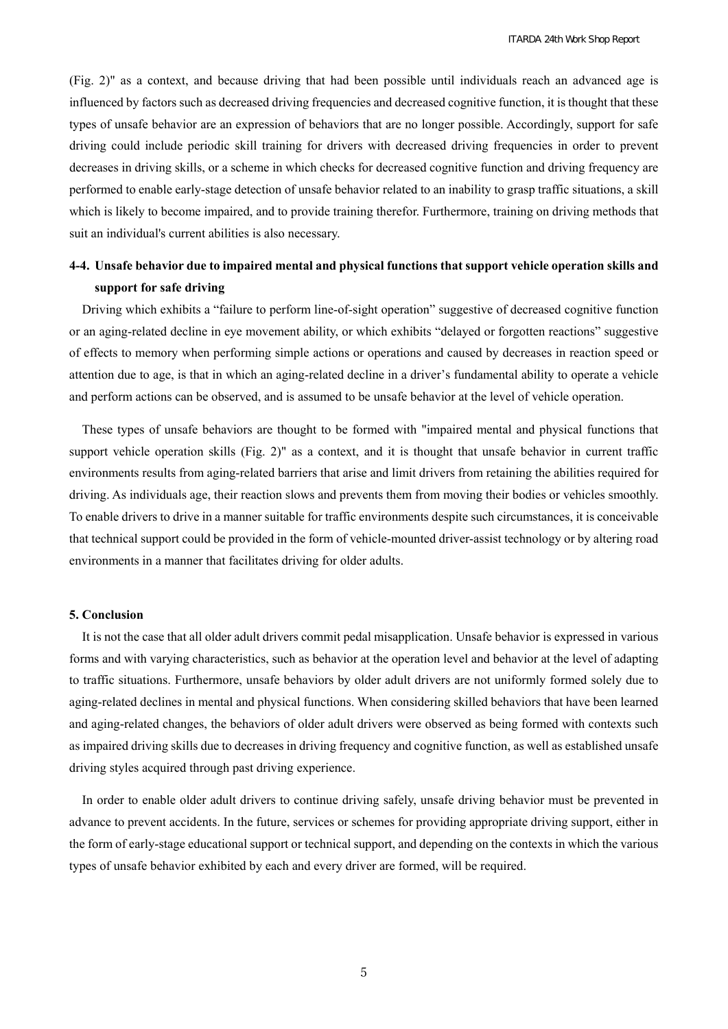(Fig. 2)" as a context, and because driving that had been possible until individuals reach an advanced age is influenced by factors such as decreased driving frequencies and decreased cognitive function, it is thought that these types of unsafe behavior are an expression of behaviors that are no longer possible. Accordingly, support for safe driving could include periodic skill training for drivers with decreased driving frequencies in order to prevent decreases in driving skills, or a scheme in which checks for decreased cognitive function and driving frequency are performed to enable early-stage detection of unsafe behavior related to an inability to grasp traffic situations, a skill which is likely to become impaired, and to provide training therefor. Furthermore, training on driving methods that suit an individual's current abilities is also necessary.

### 4-4. Unsafe behavior due to impaired mental and physical functions that support vehicle operation skills and support for safe driving

Driving which exhibits a "failure to perform line-of-sight operation" suggestive of decreased cognitive function or an aging-related decline in eye movement ability, or which exhibits "delayed or forgotten reactions" suggestive of effects to memory when performing simple actions or operations and caused by decreases in reaction speed or attention due to age, is that in which an aging-related decline in a driver's fundamental ability to operate a vehicle and perform actions can be observed, and is assumed to be unsafe behavior at the level of vehicle operation.

These types of unsafe behaviors are thought to be formed with "impaired mental and physical functions that support vehicle operation skills (Fig. 2)" as a context, and it is thought that unsafe behavior in current traffic environments results from aging-related barriers that arise and limit drivers from retaining the abilities required for driving. As individuals age, their reaction slows and prevents them from moving their bodies or vehicles smoothly. To enable drivers to drive in a manner suitable for traffic environments despite such circumstances, it is conceivable that technical support could be provided in the form of vehicle-mounted driver-assist technology or by altering road environments in a manner that facilitates driving for older adults.

## 5. Conclusion

It is not the case that all older adult drivers commit pedal misapplication. Unsafe behavior is expressed in various forms and with varying characteristics, such as behavior at the operation level and behavior at the level of adapting to traffic situations. Furthermore, unsafe behaviors by older adult drivers are not uniformly formed solely due to aging-related declines in mental and physical functions. When considering skilled behaviors that have been learned and aging-related changes, the behaviors of older adult drivers were observed as being formed with contexts such as impaired driving skills due to decreases in driving frequency and cognitive function, as well as established unsafe driving styles acquired through past driving experience.

In order to enable older adult drivers to continue driving safely, unsafe driving behavior must be prevented in advance to prevent accidents. In the future, services or schemes for providing appropriate driving support, either in the form of early-stage educational support or technical support, and depending on the contexts in which the various types of unsafe behavior exhibited by each and every driver are formed, will be required.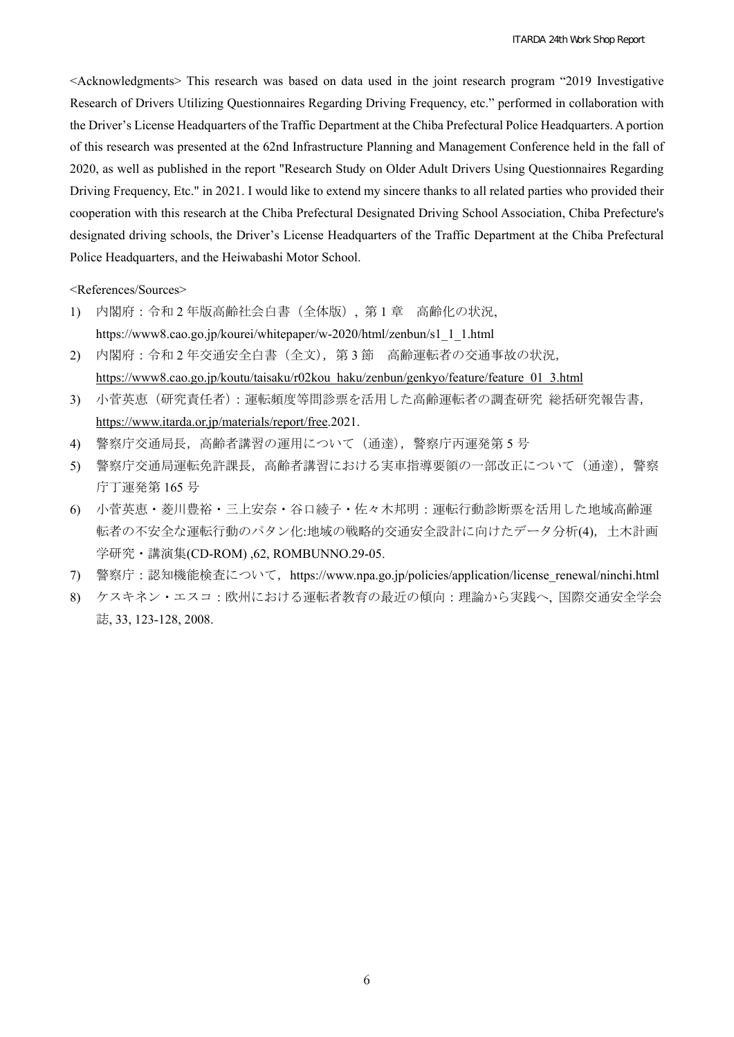<Acknowledgments> This research was based on data used in the joint research program "2019 Investigative Research of Drivers Utilizing Questionnaires Regarding Driving Frequency, etc." performed in collaboration with the Driver's License Headquarters of the Traffic Department at the Chiba Prefectural Police Headquarters. A portion of this research was presented at the 62nd Infrastructure Planning and Management Conference held in the fall of 2020, as well as published in the report "Research Study on Older Adult Drivers Using Questionnaires Regarding Driving Frequency, Etc." in 2021. I would like to extend my sincere thanks to all related parties who provided their cooperation with this research at the Chiba Prefectural Designated Driving School Association, Chiba Prefecture's designated driving schools, the Driver's License Headquarters of the Traffic Department at the Chiba Prefectural Police Headquarters, and the Heiwabashi Motor School.

<References/Sources>

1) 内閣府：令和 2 年版高齢社会白書（全体版），第 1 章　高齢化の状況, https://www8.cao.go.jp/kourei/whitepaper/w-2020/html/zenbun/s1_1_1.html
2) 内閣府：令和 2 年交通安全白書（全文），第 3 節　高齢運転者の交通事故の状況, https://www8.cao.go.jp/koutu/taisaku/r02kou_haku/zenbun/genkyo/feature/feature_01_3.html
3) 小菅英恵（研究責任者）：運転頻度等問診票を活用した高齢運転者の調査研究　総括研究報告書, https://www.itarda.or.jp/materials/report/free.2021.
4) 警察庁交通局長，高齢者講習の運用について（通達），警察庁丙運発第 5 号
5) 警察庁交通局運転免許課長，高齢者講習における実車指導要領の一部改正について（通達），警察庁丁運発第 165 号
6) 小菅英恵・菱川豊裕・三上安奈・谷口綾子・佐々木邦明：運転行動診断票を活用した地域高齢運転者の不安全な運転行動のパタン化:地域の戦略的交通安全設計に向けたデータ分析(4)，土木計画学研究・講演集(CD-ROM) ,62, ROMBUNNO.29-05.
7) 警察庁：認知機能検査について，https://www.npa.go.jp/policies/application/license_renewal/ninchi.html
8) ケスキネン・エスコ：欧州における運転者教育の最近の傾向：理論から実践へ, 国際交通安全学会誌, 33, 123-128, 2008.